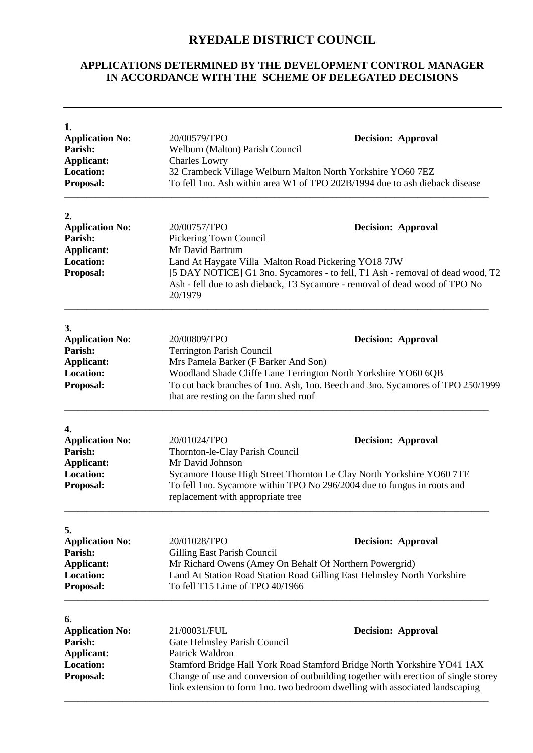# RYEDALE DISTRICT COUNCIL

## APPLICATIONS DETERMINED BY THE DEVELOPMENT CONTROL MANAGER IN ACCORDANCE WITH THE SCHEME OF DELEGATED DECISIONS

---

**1.**

**Application No:** 20/00579/TPO **Decision: Approval**
**Parish:** Welburn (Malton) Parish Council
**Applicant:** Charles Lowry
**Location:** 32 Crambeck Village Welburn Malton North Yorkshire YO60 7EZ
**Proposal:** To fell 1no. Ash within area W1 of TPO 202B/1994 due to ash dieback disease

---

**2.**

**Application No:** 20/00757/TPO **Decision: Approval**
**Parish:** Pickering Town Council
**Applicant:** Mr David Bartrum
**Location:** Land At Haygate Villa Malton Road Pickering YO18 7JW
**Proposal:** [5 DAY NOTICE] G1 3no. Sycamores - to fell, T1 Ash - removal of dead wood, T2 Ash - fell due to ash dieback, T3 Sycamore - removal of dead wood of TPO No 20/1979

---

**3.**

**Application No:** 20/00809/TPO **Decision: Approval**
**Parish:** Terrington Parish Council
**Applicant:** Mrs Pamela Barker (F Barker And Son)
**Location:** Woodland Shade Cliffe Lane Terrington North Yorkshire YO60 6QB
**Proposal:** To cut back branches of 1no. Ash, 1no. Beech and 3no. Sycamores of TPO 250/1999 that are resting on the farm shed roof

---

**4.**

**Application No:** 20/01024/TPO **Decision: Approval**
**Parish:** Thornton-le-Clay Parish Council
**Applicant:** Mr David Johnson
**Location:** Sycamore House High Street Thornton Le Clay North Yorkshire YO60 7TE
**Proposal:** To fell 1no. Sycamore within TPO No 296/2004 due to fungus in roots and replacement with appropriate tree

---

**5.**

**Application No:** 20/01028/TPO **Decision: Approval**
**Parish:** Gilling East Parish Council
**Applicant:** Mr Richard Owens (Amey On Behalf Of Northern Powergrid)
**Location:** Land At Station Road Station Road Gilling East Helmsley North Yorkshire
**Proposal:** To fell T15 Lime of TPO 40/1966

---

**6.**

**Application No:** 21/00031/FUL **Decision: Approval**
**Parish:** Gate Helmsley Parish Council
**Applicant:** Patrick Waldron
**Location:** Stamford Bridge Hall York Road Stamford Bridge North Yorkshire YO41 1AX
**Proposal:** Change of use and conversion of outbuilding together with erection of single storey link extension to form 1no. two bedroom dwelling with associated landscaping

---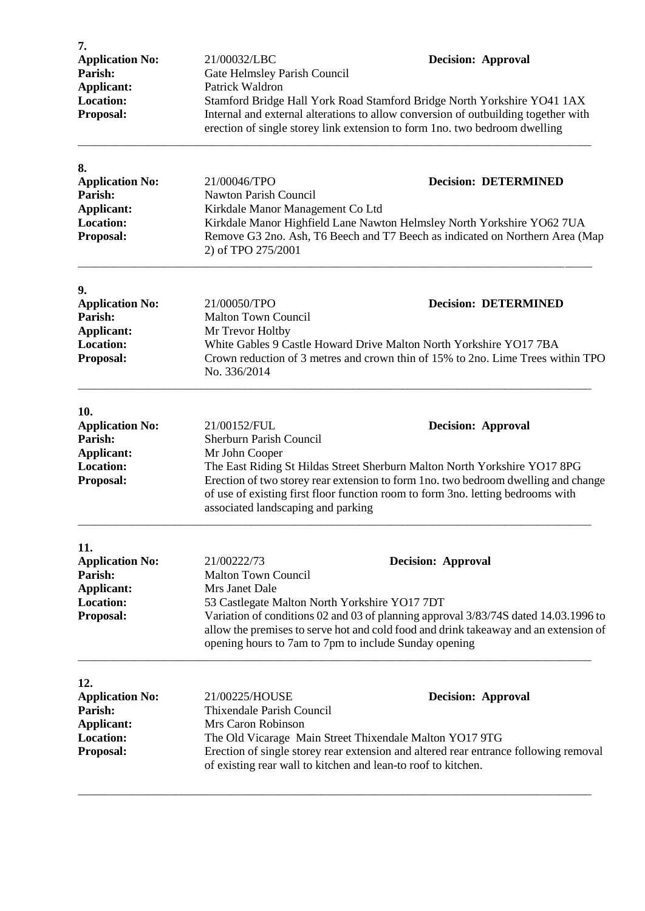**7.**

**Application No:** 21/00032/LBC **Decision: Approval**
**Parish:** Gate Helmsley Parish Council
**Applicant:** Patrick Waldron
**Location:** Stamford Bridge Hall York Road Stamford Bridge North Yorkshire YO41 1AX
**Proposal:** Internal and external alterations to allow conversion of outbuilding together with erection of single storey link extension to form 1no. two bedroom dwelling

---

**8.**

**Application No:** 21/00046/TPO **Decision: DETERMINED**
**Parish:** Nawton Parish Council
**Applicant:** Kirkdale Manor Management Co Ltd
**Location:** Kirkdale Manor Highfield Lane Nawton Helmsley North Yorkshire YO62 7UA
**Proposal:** Remove G3 2no. Ash, T6 Beech and T7 Beech as indicated on Northern Area (Map 2) of TPO 275/2001

---

**9.**

**Application No:** 21/00050/TPO **Decision: DETERMINED**
**Parish:** Malton Town Council
**Applicant:** Mr Trevor Holtby
**Location:** White Gables 9 Castle Howard Drive Malton North Yorkshire YO17 7BA
**Proposal:** Crown reduction of 3 metres and crown thin of 15% to 2no. Lime Trees within TPO No. 336/2014

---

**10.**

**Application No:** 21/00152/FUL **Decision: Approval**
**Parish:** Sherburn Parish Council
**Applicant:** Mr John Cooper
**Location:** The East Riding St Hildas Street Sherburn Malton North Yorkshire YO17 8PG
**Proposal:** Erection of two storey rear extension to form 1no. two bedroom dwelling and change of use of existing first floor function room to form 3no. letting bedrooms with associated landscaping and parking

---

**11.**

**Application No:** 21/00222/73 **Decision: Approval**
**Parish:** Malton Town Council
**Applicant:** Mrs Janet Dale
**Location:** 53 Castlegate Malton North Yorkshire YO17 7DT
**Proposal:** Variation of conditions 02 and 03 of planning approval 3/83/74S dated 14.03.1996 to allow the premises to serve hot and cold food and drink takeaway and an extension of opening hours to 7am to 7pm to include Sunday opening

---

**12.**

**Application No:** 21/00225/HOUSE **Decision: Approval**
**Parish:** Thixendale Parish Council
**Applicant:** Mrs Caron Robinson
**Location:** The Old Vicarage Main Street Thixendale Malton YO17 9TG
**Proposal:** Erection of single storey rear extension and altered rear entrance following removal of existing rear wall to kitchen and lean-to roof to kitchen.

---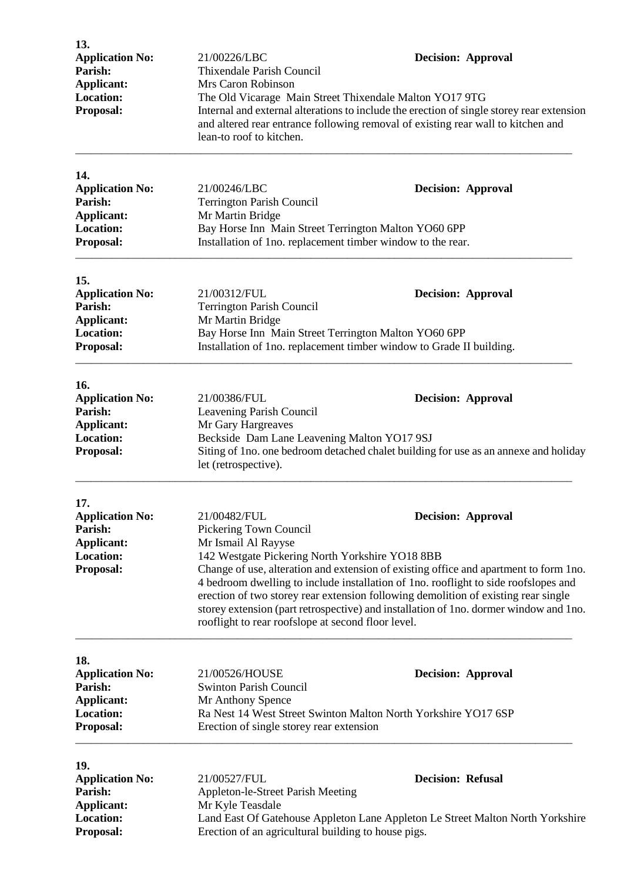**13.**

**Application No:** 21/00226/LBC **Decision: Approval**
**Parish:** Thixendale Parish Council
**Applicant:** Mrs Caron Robinson
**Location:** The Old Vicarage Main Street Thixendale Malton YO17 9TG
**Proposal:** Internal and external alterations to include the erection of single storey rear extension and altered rear entrance following removal of existing rear wall to kitchen and lean-to roof to kitchen.

---

**14.**

**Application No:** 21/00246/LBC **Decision: Approval**
**Parish:** Terrington Parish Council
**Applicant:** Mr Martin Bridge
**Location:** Bay Horse Inn Main Street Terrington Malton YO60 6PP
**Proposal:** Installation of 1no. replacement timber window to the rear.

---

**15.**

**Application No:** 21/00312/FUL **Decision: Approval**
**Parish:** Terrington Parish Council
**Applicant:** Mr Martin Bridge
**Location:** Bay Horse Inn Main Street Terrington Malton YO60 6PP
**Proposal:** Installation of 1no. replacement timber window to Grade II building.

---

**16.**

**Application No:** 21/00386/FUL **Decision: Approval**
**Parish:** Leavening Parish Council
**Applicant:** Mr Gary Hargreaves
**Location:** Beckside Dam Lane Leavening Malton YO17 9SJ
**Proposal:** Siting of 1no. one bedroom detached chalet building for use as an annexe and holiday let (retrospective).

---

**17.**

**Application No:** 21/00482/FUL **Decision: Approval**
**Parish:** Pickering Town Council
**Applicant:** Mr Ismail Al Rayyse
**Location:** 142 Westgate Pickering North Yorkshire YO18 8BB
**Proposal:** Change of use, alteration and extension of existing office and apartment to form 1no. 4 bedroom dwelling to include installation of 1no. rooflight to side roofslopes and erection of two storey rear extension following demolition of existing rear single storey extension (part retrospective) and installation of 1no. dormer window and 1no. rooflight to rear roofslope at second floor level.

---

**18.**

**Application No:** 21/00526/HOUSE **Decision: Approval**
**Parish:** Swinton Parish Council
**Applicant:** Mr Anthony Spence
**Location:** Ra Nest 14 West Street Swinton Malton North Yorkshire YO17 6SP
**Proposal:** Erection of single storey rear extension

---

**19.**

**Application No:** 21/00527/FUL **Decision: Refusal**
**Parish:** Appleton-le-Street Parish Meeting
**Applicant:** Mr Kyle Teasdale
**Location:** Land East Of Gatehouse Appleton Lane Appleton Le Street Malton North Yorkshire
**Proposal:** Erection of an agricultural building to house pigs.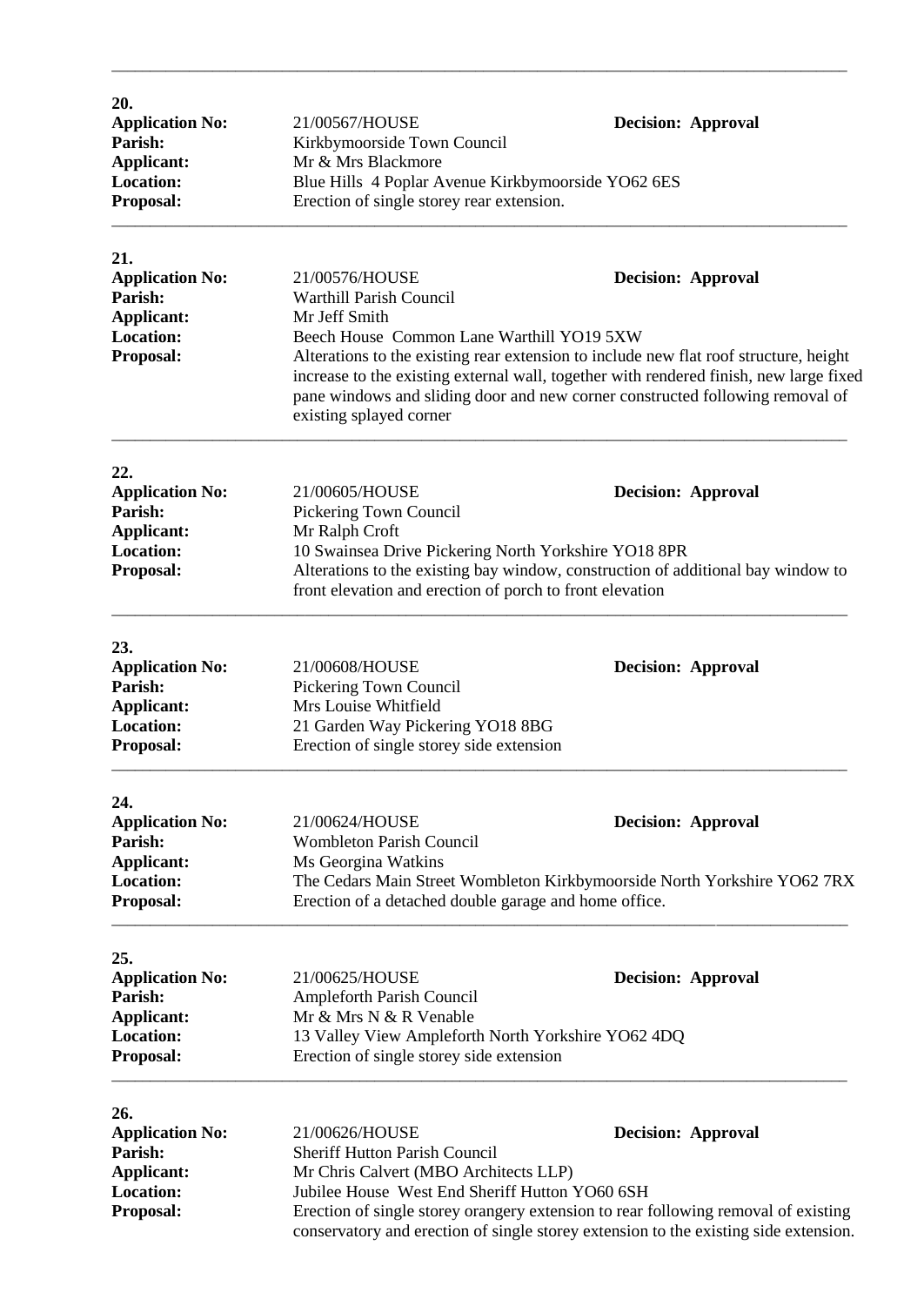---

**20.**

| | |
|---|---|
| **Application No:** | 21/00567/HOUSE **Decision: Approval** |
| **Parish:** | Kirkbymoorside Town Council |
| **Applicant:** | Mr & Mrs Blackmore |
| **Location:** | Blue Hills 4 Poplar Avenue Kirkbymoorside YO62 6ES |
| **Proposal:** | Erection of single storey rear extension. |

---

**21.**

| | |
|---|---|
| **Application No:** | 21/00576/HOUSE **Decision: Approval** |
| **Parish:** | Warthill Parish Council |
| **Applicant:** | Mr Jeff Smith |
| **Location:** | Beech House Common Lane Warthill YO19 5XW |
| **Proposal:** | Alterations to the existing rear extension to include new flat roof structure, height increase to the existing external wall, together with rendered finish, new large fixed pane windows and sliding door and new corner constructed following removal of existing splayed corner |

---

**22.**

| | |
|---|---|
| **Application No:** | 21/00605/HOUSE **Decision: Approval** |
| **Parish:** | Pickering Town Council |
| **Applicant:** | Mr Ralph Croft |
| **Location:** | 10 Swainsea Drive Pickering North Yorkshire YO18 8PR |
| **Proposal:** | Alterations to the existing bay window, construction of additional bay window to front elevation and erection of porch to front elevation |

---

**23.**

| | |
|---|---|
| **Application No:** | 21/00608/HOUSE **Decision: Approval** |
| **Parish:** | Pickering Town Council |
| **Applicant:** | Mrs Louise Whitfield |
| **Location:** | 21 Garden Way Pickering YO18 8BG |
| **Proposal:** | Erection of single storey side extension |

---

**24.**

| | |
|---|---|
| **Application No:** | 21/00624/HOUSE **Decision: Approval** |
| **Parish:** | Wombleton Parish Council |
| **Applicant:** | Ms Georgina Watkins |
| **Location:** | The Cedars Main Street Wombleton Kirkbymoorside North Yorkshire YO62 7RX |
| **Proposal:** | Erection of a detached double garage and home office. |

---

**25.**

| | |
|---|---|
| **Application No:** | 21/00625/HOUSE **Decision: Approval** |
| **Parish:** | Ampleforth Parish Council |
| **Applicant:** | Mr & Mrs N & R Venable |
| **Location:** | 13 Valley View Ampleforth North Yorkshire YO62 4DQ |
| **Proposal:** | Erection of single storey side extension |

---

**26.**

| | |
|---|---|
| **Application No:** | 21/00626/HOUSE **Decision: Approval** |
| **Parish:** | Sheriff Hutton Parish Council |
| **Applicant:** | Mr Chris Calvert (MBO Architects LLP) |
| **Location:** | Jubilee House West End Sheriff Hutton YO60 6SH |
| **Proposal:** | Erection of single storey orangery extension to rear following removal of existing conservatory and erection of single storey extension to the existing side extension. |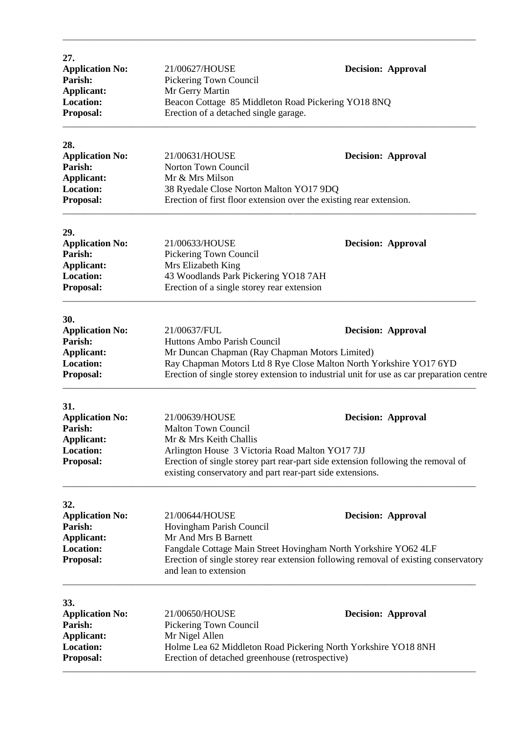**27.**

**Application No:** 21/00627/HOUSE **Decision: Approval**
**Parish:** Pickering Town Council
**Applicant:** Mr Gerry Martin
**Location:** Beacon Cottage 85 Middleton Road Pickering YO18 8NQ
**Proposal:** Erection of a detached single garage.

---

**28.**

**Application No:** 21/00631/HOUSE **Decision: Approval**
**Parish:** Norton Town Council
**Applicant:** Mr & Mrs Milson
**Location:** 38 Ryedale Close Norton Malton YO17 9DQ
**Proposal:** Erection of first floor extension over the existing rear extension.

---

**29.**

**Application No:** 21/00633/HOUSE **Decision: Approval**
**Parish:** Pickering Town Council
**Applicant:** Mrs Elizabeth King
**Location:** 43 Woodlands Park Pickering YO18 7AH
**Proposal:** Erection of a single storey rear extension

---

**30.**

**Application No:** 21/00637/FUL **Decision: Approval**
**Parish:** Huttons Ambo Parish Council
**Applicant:** Mr Duncan Chapman (Ray Chapman Motors Limited)
**Location:** Ray Chapman Motors Ltd 8 Rye Close Malton North Yorkshire YO17 6YD
**Proposal:** Erection of single storey extension to industrial unit for use as car preparation centre

---

**31.**

**Application No:** 21/00639/HOUSE **Decision: Approval**
**Parish:** Malton Town Council
**Applicant:** Mr & Mrs Keith Challis
**Location:** Arlington House 3 Victoria Road Malton YO17 7JJ
**Proposal:** Erection of single storey part rear-part side extension following the removal of existing conservatory and part rear-part side extensions.

---

**32.**

**Application No:** 21/00644/HOUSE **Decision: Approval**
**Parish:** Hovingham Parish Council
**Applicant:** Mr And Mrs B Barnett
**Location:** Fangdale Cottage Main Street Hovingham North Yorkshire YO62 4LF
**Proposal:** Erection of single storey rear extension following removal of existing conservatory and lean to extension

---

**33.**

**Application No:** 21/00650/HOUSE **Decision: Approval**
**Parish:** Pickering Town Council
**Applicant:** Mr Nigel Allen
**Location:** Holme Lea 62 Middleton Road Pickering North Yorkshire YO18 8NH
**Proposal:** Erection of detached greenhouse (retrospective)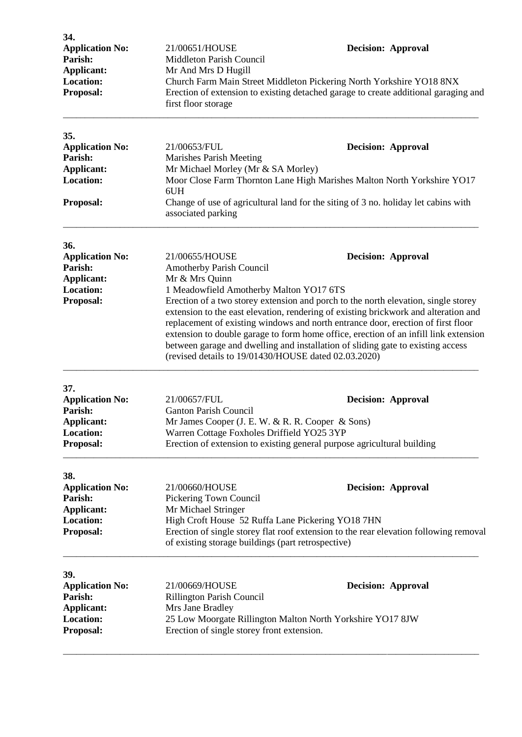**34.**

**Application No:** 21/00651/HOUSE **Decision: Approval**
**Parish:** Middleton Parish Council
**Applicant:** Mr And Mrs D Hugill
**Location:** Church Farm Main Street Middleton Pickering North Yorkshire YO18 8NX
**Proposal:** Erection of extension to existing detached garage to create additional garaging and first floor storage

---

**35.**

**Application No:** 21/00653/FUL **Decision: Approval**
**Parish:** Marishes Parish Meeting
**Applicant:** Mr Michael Morley (Mr & SA Morley)
**Location:** Moor Close Farm Thornton Lane High Marishes Malton North Yorkshire YO17 6UH
**Proposal:** Change of use of agricultural land for the siting of 3 no. holiday let cabins with associated parking

---

**36.**

**Application No:** 21/00655/HOUSE **Decision: Approval**
**Parish:** Amotherby Parish Council
**Applicant:** Mr & Mrs Quinn
**Location:** 1 Meadowfield Amotherby Malton YO17 6TS
**Proposal:** Erection of a two storey extension and porch to the north elevation, single storey extension to the east elevation, rendering of existing brickwork and alteration and replacement of existing windows and north entrance door, erection of first floor extension to double garage to form home office, erection of an infill link extension between garage and dwelling and installation of sliding gate to existing access (revised details to 19/01430/HOUSE dated 02.03.2020)

---

**37.**

**Application No:** 21/00657/FUL **Decision: Approval**
**Parish:** Ganton Parish Council
**Applicant:** Mr James Cooper (J. E. W. & R. R. Cooper & Sons)
**Location:** Warren Cottage Foxholes Driffield YO25 3YP
**Proposal:** Erection of extension to existing general purpose agricultural building

---

**38.**

**Application No:** 21/00660/HOUSE **Decision: Approval**
**Parish:** Pickering Town Council
**Applicant:** Mr Michael Stringer
**Location:** High Croft House 52 Ruffa Lane Pickering YO18 7HN
**Proposal:** Erection of single storey flat roof extension to the rear elevation following removal of existing storage buildings (part retrospective)

---

**39.**

**Application No:** 21/00669/HOUSE **Decision: Approval**
**Parish:** Rillington Parish Council
**Applicant:** Mrs Jane Bradley
**Location:** 25 Low Moorgate Rillington Malton North Yorkshire YO17 8JW
**Proposal:** Erection of single storey front extension.

---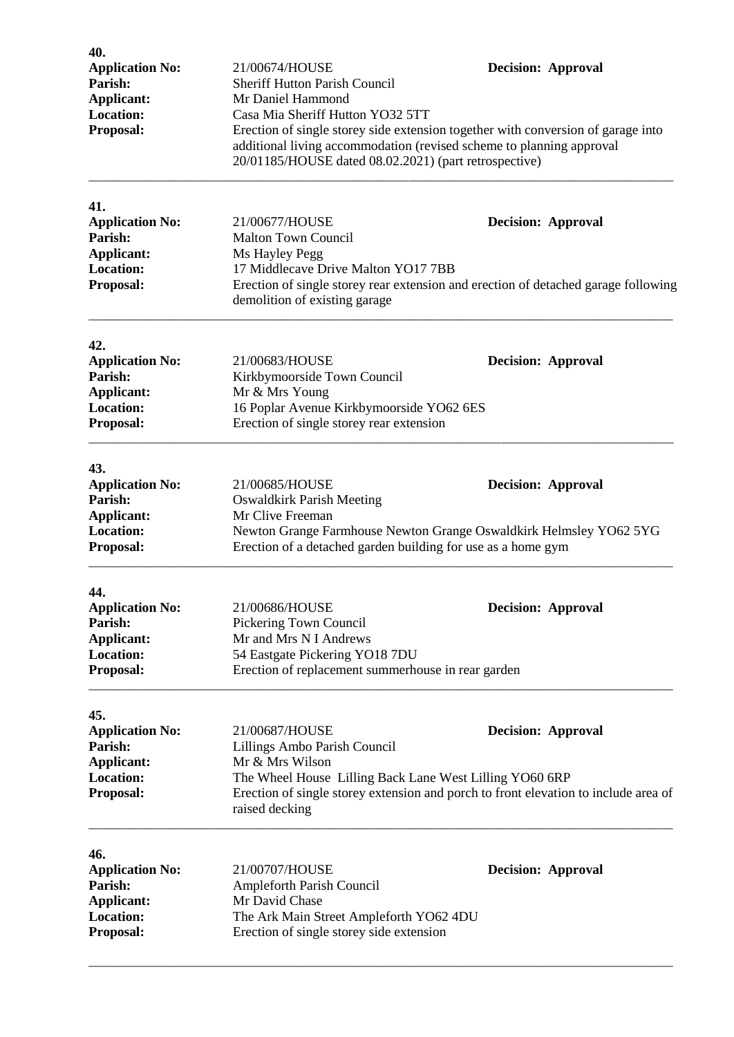**40.**

**Application No:** 21/00674/HOUSE **Decision: Approval**
**Parish:** Sheriff Hutton Parish Council
**Applicant:** Mr Daniel Hammond
**Location:** Casa Mia Sheriff Hutton YO32 5TT
**Proposal:** Erection of single storey side extension together with conversion of garage into additional living accommodation (revised scheme to planning approval 20/01185/HOUSE dated 08.02.2021) (part retrospective)

---

**41.**

**Application No:** 21/00677/HOUSE **Decision: Approval**
**Parish:** Malton Town Council
**Applicant:** Ms Hayley Pegg
**Location:** 17 Middlecave Drive Malton YO17 7BB
**Proposal:** Erection of single storey rear extension and erection of detached garage following demolition of existing garage

---

**42.**

**Application No:** 21/00683/HOUSE **Decision: Approval**
**Parish:** Kirkbymoorside Town Council
**Applicant:** Mr & Mrs Young
**Location:** 16 Poplar Avenue Kirkbymoorside YO62 6ES
**Proposal:** Erection of single storey rear extension

---

**43.**

**Application No:** 21/00685/HOUSE **Decision: Approval**
**Parish:** Oswaldkirk Parish Meeting
**Applicant:** Mr Clive Freeman
**Location:** Newton Grange Farmhouse Newton Grange Oswaldkirk Helmsley YO62 5YG
**Proposal:** Erection of a detached garden building for use as a home gym

---

**44.**

**Application No:** 21/00686/HOUSE **Decision: Approval**
**Parish:** Pickering Town Council
**Applicant:** Mr and Mrs N I Andrews
**Location:** 54 Eastgate Pickering YO18 7DU
**Proposal:** Erection of replacement summerhouse in rear garden

---

**45.**

**Application No:** 21/00687/HOUSE **Decision: Approval**
**Parish:** Lillings Ambo Parish Council
**Applicant:** Mr & Mrs Wilson
**Location:** The Wheel House Lilling Back Lane West Lilling YO60 6RP
**Proposal:** Erection of single storey extension and porch to front elevation to include area of raised decking

---

**46.**

**Application No:** 21/00707/HOUSE **Decision: Approval**
**Parish:** Ampleforth Parish Council
**Applicant:** Mr David Chase
**Location:** The Ark Main Street Ampleforth YO62 4DU
**Proposal:** Erection of single storey side extension

---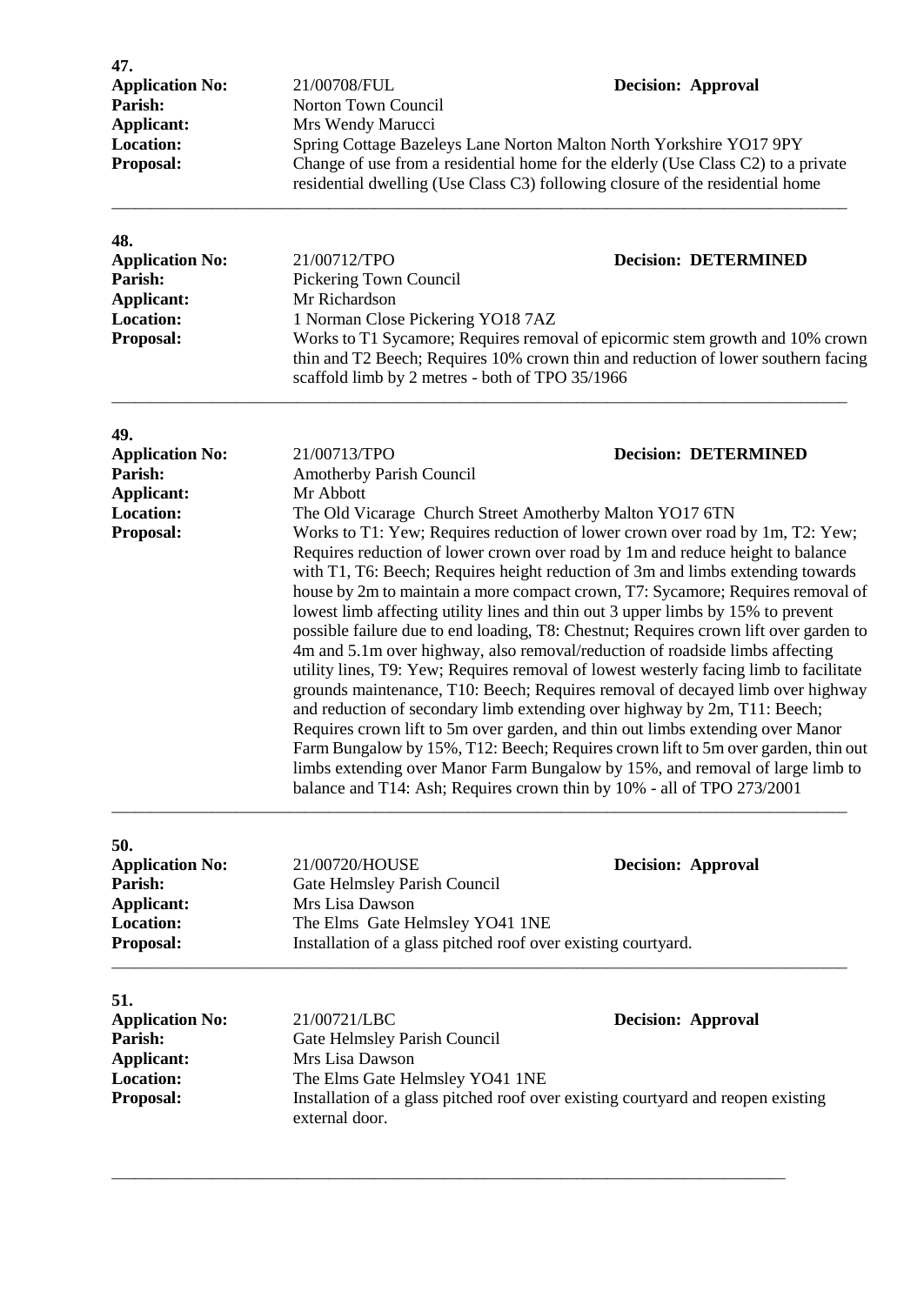**47.**

**Application No:** 21/00708/FUL **Decision: Approval**
**Parish:** Norton Town Council
**Applicant:** Mrs Wendy Marucci
**Location:** Spring Cottage Bazeleys Lane Norton Malton North Yorkshire YO17 9PY
**Proposal:** Change of use from a residential home for the elderly (Use Class C2) to a private residential dwelling (Use Class C3) following closure of the residential home

---

**48.**

**Application No:** 21/00712/TPO **Decision: DETERMINED**
**Parish:** Pickering Town Council
**Applicant:** Mr Richardson
**Location:** 1 Norman Close Pickering YO18 7AZ
**Proposal:** Works to T1 Sycamore; Requires removal of epicormic stem growth and 10% crown thin and T2 Beech; Requires 10% crown thin and reduction of lower southern facing scaffold limb by 2 metres - both of TPO 35/1966

---

**49.**

**Application No:** 21/00713/TPO **Decision: DETERMINED**
**Parish:** Amotherby Parish Council
**Applicant:** Mr Abbott
**Location:** The Old Vicarage Church Street Amotherby Malton YO17 6TN
**Proposal:** Works to T1: Yew; Requires reduction of lower crown over road by 1m, T2: Yew; Requires reduction of lower crown over road by 1m and reduce height to balance with T1, T6: Beech; Requires height reduction of 3m and limbs extending towards house by 2m to maintain a more compact crown, T7: Sycamore; Requires removal of lowest limb affecting utility lines and thin out 3 upper limbs by 15% to prevent possible failure due to end loading, T8: Chestnut; Requires crown lift over garden to 4m and 5.1m over highway, also removal/reduction of roadside limbs affecting utility lines, T9: Yew; Requires removal of lowest westerly facing limb to facilitate grounds maintenance, T10: Beech; Requires removal of decayed limb over highway and reduction of secondary limb extending over highway by 2m, T11: Beech; Requires crown lift to 5m over garden, and thin out limbs extending over Manor Farm Bungalow by 15%, T12: Beech; Requires crown lift to 5m over garden, thin out limbs extending over Manor Farm Bungalow by 15%, and removal of large limb to balance and T14: Ash; Requires crown thin by 10% - all of TPO 273/2001

---

**50.**

**Application No:** 21/00720/HOUSE **Decision: Approval**
**Parish:** Gate Helmsley Parish Council
**Applicant:** Mrs Lisa Dawson
**Location:** The Elms Gate Helmsley YO41 1NE
**Proposal:** Installation of a glass pitched roof over existing courtyard.

---

**51.**

**Application No:** 21/00721/LBC **Decision: Approval**
**Parish:** Gate Helmsley Parish Council
**Applicant:** Mrs Lisa Dawson
**Location:** The Elms Gate Helmsley YO41 1NE
**Proposal:** Installation of a glass pitched roof over existing courtyard and reopen existing external door.

---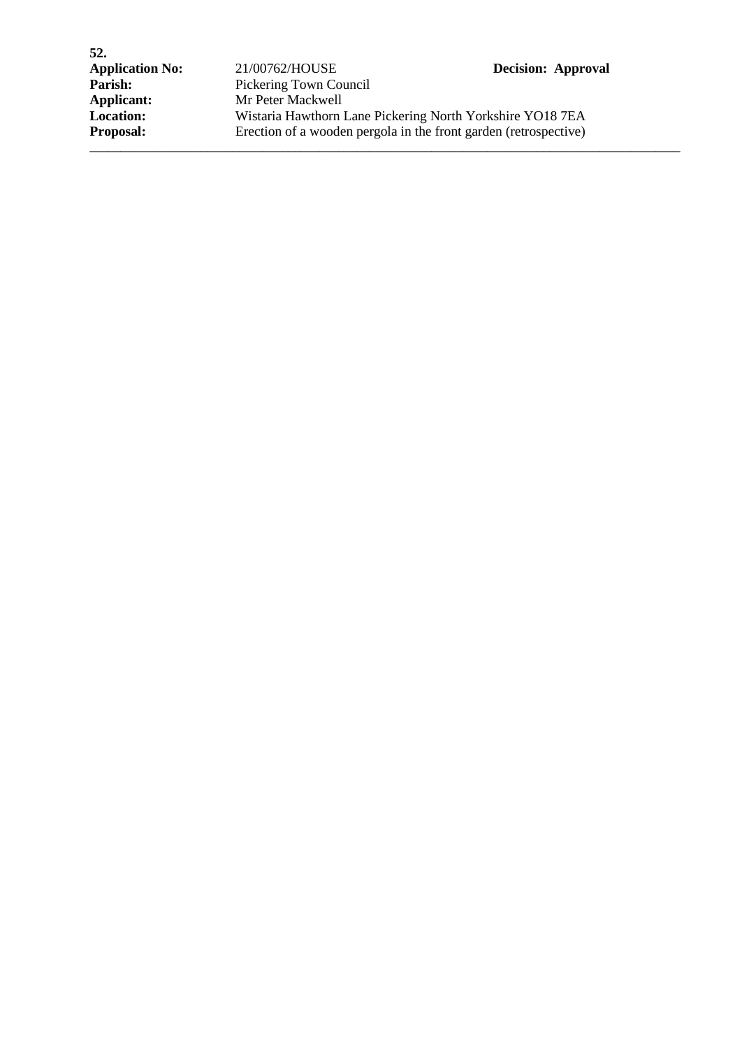**52.**

**Application No:** 21/00762/HOUSE **Decision: Approval**
**Parish:** Pickering Town Council
**Applicant:** Mr Peter Mackwell
**Location:** Wistaria Hawthorn Lane Pickering North Yorkshire YO18 7EA
**Proposal:** Erection of a wooden pergola in the front garden (retrospective)

---